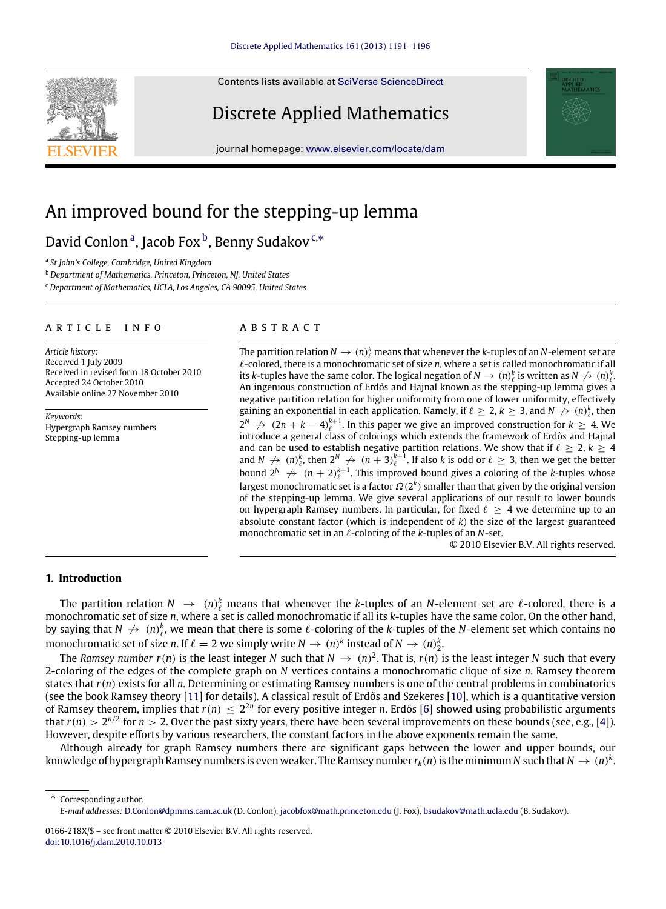# An improved bound for the stepping-up lemma

David Conlon [a], Jacob Fox [b], Benny Sudakov [c,*]

[a] St John's College, Cambridge, United Kingdom

[b] Department of Mathematics, Princeton, Princeton, NJ, United States

[c] Department of Mathematics, UCLA, Los Angeles, CA 90095, United States

## ARTICLE INFO

*Article history:*
Received 1 July 2009
Received in revised form 18 October 2010
Accepted 24 October 2010
Available online 27 November 2010

*Keywords:*
Hypergraph Ramsey numbers
Stepping-up lemma

## ABSTRACT

The partition relation $N \to (n)^k_\ell$ means that whenever the $k$-tuples of an $N$-element set are $\ell$-colored, there is a monochromatic set of size $n$, where a set is called monochromatic if all its $k$-tuples have the same color. The logical negation of $N \to (n)^k_\ell$ is written as $N \not\to (n)^k_\ell$. An ingenious construction of Erdős and Hajnal known as the stepping-up lemma gives a negative partition relation for higher uniformity from one of lower uniformity, effectively gaining an exponential in each application. Namely, if $\ell \geq 2$, $k \geq 3$, and $N \not\to (n)^k_\ell$, then $2^N \not\to (2n + k - 4)^{k+1}_\ell$. In this paper we give an improved construction for $k \geq 4$. We introduce a general class of colorings which extends the framework of Erdős and Hajnal and can be used to establish negative partition relations. We show that if $\ell \geq 2$, $k \geq 4$ and $N \not\to (n)^k_\ell$, then $2^N \not\to (n+3)^{k+1}_\ell$. If also $k$ is odd or $\ell \geq 3$, then we get the better bound $2^N \not\to (n+2)^{k+1}_\ell$. This improved bound gives a coloring of the $k$-tuples whose largest monochromatic set is a factor $\Omega(2^k)$ smaller than that given by the original version of the stepping-up lemma. We give several applications of our result to lower bounds on hypergraph Ramsey numbers. In particular, for fixed $\ell \geq 4$ we determine up to an absolute constant factor (which is independent of $k$) the size of the largest guaranteed monochromatic set in an $\ell$-coloring of the $k$-tuples of an $N$-set.

© 2010 Elsevier B.V. All rights reserved.

## 1. Introduction

The partition relation $N \to (n)^k_\ell$ means that whenever the $k$-tuples of an $N$-element set are $\ell$-colored, there is a monochromatic set of size $n$, where a set is called monochromatic if all its $k$-tuples have the same color. On the other hand, by saying that $N \not\to (n)^k_\ell$, we mean that there is some $\ell$-coloring of the $k$-tuples of the $N$-element set which contains no monochromatic set of size $n$. If $\ell = 2$ we simply write $N \to (n)^k$ instead of $N \to (n)^k_2$.

The *Ramsey number* $r(n)$ is the least integer $N$ such that $N \to (n)^2$. That is, $r(n)$ is the least integer $N$ such that every 2-coloring of the edges of the complete graph on $N$ vertices contains a monochromatic clique of size $n$. Ramsey theorem states that $r(n)$ exists for all $n$. Determining or estimating Ramsey numbers is one of the central problems in combinatorics (see the book Ramsey theory [11] for details). A classical result of Erdős and Szekeres [10], which is a quantitative version of Ramsey theorem, implies that $r(n) \leq 2^{2n}$ for every positive integer $n$. Erdős [6] showed using probabilistic arguments that $r(n) > 2^{n/2}$ for $n > 2$. Over the past sixty years, there have been several improvements on these bounds (see, e.g., [4]). However, despite efforts by various researchers, the constant factors in the above exponents remain the same.

Although already for graph Ramsey numbers there are significant gaps between the lower and upper bounds, our knowledge of hypergraph Ramsey numbers is even weaker. The Ramsey number $r_k(n)$ is the minimum $N$ such that $N \to (n)^k$.

\* Corresponding author.
*E-mail addresses:* D.Conlon@dpmms.cam.ac.uk (D. Conlon), jacobfox@math.princeton.edu (J. Fox), bsudakov@math.ucla.edu (B. Sudakov).

0166-218X/$ – see front matter © 2010 Elsevier B.V. All rights reserved.
doi:10.1016/j.dam.2010.10.013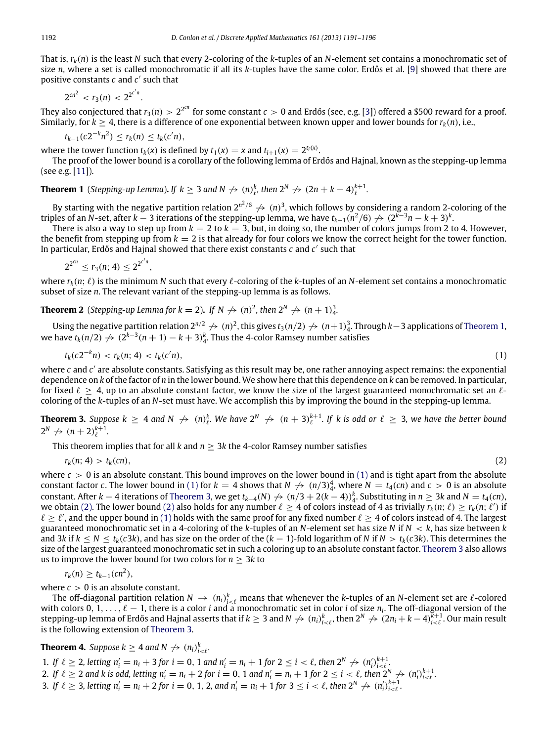That is, $r_k(n)$ is the least $N$ such that every 2-coloring of the $k$-tuples of an $N$-element set contains a monochromatic set of size $n$, where a set is called monochromatic if all its $k$-tuples have the same color. Erdős et al. [9] showed that there are positive constants $c$ and $c'$ such that

$$2^{cn^2} < r_3(n) < 2^{2^{c'n}}.$$

They also conjectured that $r_3(n) > 2^{2^{cn}}$ for some constant $c > 0$ and Erdős (see, e.g. [3]) offered a \$500 reward for a proof. Similarly, for $k \geq 4$, there is a difference of one exponential between known upper and lower bounds for $r_k(n)$, i.e.,

$$t_{k-1}(c2^{-k}n^2) \leq r_k(n) \leq t_k(c'n),$$

where the tower function $t_k(x)$ is defined by $t_1(x) = x$ and $t_{i+1}(x) = 2^{t_i(x)}$.

The proof of the lower bound is a corollary of the following lemma of Erdős and Hajnal, known as the stepping-up lemma (see e.g. [11]).

**Theorem 1** (*Stepping-up Lemma*). *If $k \geq 3$ and $N \not\to (n)^k_\ell$, then $2^N \not\to (2n + k - 4)^{k+1}_\ell$.*

By starting with the negative partition relation $2^{n^2/6} \not\to (n)^3$, which follows by considering a random 2-coloring of the triples of an $N$-set, after $k - 3$ iterations of the stepping-up lemma, we have $t_{k-1}(n^2/6) \not\to (2^{k-3}n - k + 3)^k$.

There is also a way to step up from $k = 2$ to $k = 3$, but, in doing so, the number of colors jumps from 2 to 4. However, the benefit from stepping up from $k = 2$ is that already for four colors we know the correct height for the tower function. In particular, Erdős and Hajnal showed that there exist constants $c$ and $c'$ such that

$$2^{2^{cn}} \leq r_3(n; 4) \leq 2^{2^{c'n}},$$

where $r_k(n; \ell)$ is the minimum $N$ such that every $\ell$-coloring of the $k$-tuples of an $N$-element set contains a monochromatic subset of size $n$. The relevant variant of the stepping-up lemma is as follows.

**Theorem 2** (*Stepping-up Lemma for $k = 2$*). *If $N \not\to (n)^2$, then $2^N \not\to (n + 1)^3_4$.*

Using the negative partition relation $2^{n/2} \not\to (n)^2$, this gives $t_3(n/2) \not\to (n+1)^3_4$. Through $k-3$ applications of Theorem 1, we have $t_k(n/2) \not\to (2^{k-3}(n + 1) - k + 3)^k_4$. Thus the 4-color Ramsey number satisfies

$$t_k(c2^{-k}n) < r_k(n; 4) < t_k(c'n), \tag{1}$$

where $c$ and $c'$ are absolute constants. Satisfying as this result may be, one rather annoying aspect remains: the exponential dependence on $k$ of the factor of $n$ in the lower bound. We show here that this dependence on $k$ can be removed. In particular, for fixed $\ell \geq 4$, up to an absolute constant factor, we know the size of the largest guaranteed monochromatic set an $\ell$-coloring of the $k$-tuples of an $N$-set must have. We accomplish this by improving the bound in the stepping-up lemma.

**Theorem 3.** *Suppose $k \geq 4$ and $N \not\to (n)^k_\ell$. We have $2^N \not\to (n + 3)^{k+1}_\ell$. If $k$ is odd or $\ell \geq 3$, we have the better bound $2^N \not\to (n + 2)^{k+1}_\ell$.*

This theorem implies that for all $k$ and $n \geq 3k$ the 4-color Ramsey number satisfies

$$r_k(n; 4) > t_k(cn), \tag{2}$$

where $c > 0$ is an absolute constant. This bound improves on the lower bound in (1) and is tight apart from the absolute constant factor $c$. The lower bound in (1) for $k = 4$ shows that $N \not\to (n/3)^4_4$, where $N = t_4(cn)$ and $c > 0$ is an absolute constant. After $k - 4$ iterations of Theorem 3, we get $t_{k-4}(N) \not\to (n/3 + 2(k - 4))^k_4$. Substituting in $n \geq 3k$ and $N = t_4(cn)$, we obtain (2). The lower bound (2) also holds for any number $\ell \geq 4$ of colors instead of 4 as trivially $r_k(n; \ell) \geq r_k(n; \ell')$ if $\ell \geq \ell'$, and the upper bound in (1) holds with the same proof for any fixed number $\ell \geq 4$ of colors instead of 4. The largest guaranteed monochromatic set in a 4-coloring of the $k$-tuples of an $N$-element set has size $N$ if $N < k$, has size between $k$ and $3k$ if $k \leq N \leq t_k(c3k)$, and has size on the order of the $(k - 1)$-fold logarithm of $N$ if $N > t_k(c3k)$. This determines the size of the largest guaranteed monochromatic set in such a coloring up to an absolute constant factor. Theorem 3 also allows us to improve the lower bound for two colors for $n \geq 3k$ to

$$r_k(n) \geq t_{k-1}(cn^2),$$

where $c > 0$ is an absolute constant.

The off-diagonal partition relation $N \to (n_i)^k_{i<\ell}$ means that whenever the $k$-tuples of an $N$-element set are $\ell$-colored with colors $0, 1, \ldots, \ell - 1$, there is a color $i$ and a monochromatic set in color $i$ of size $n_i$. The off-diagonal version of the stepping-up lemma of Erdős and Hajnal asserts that if $k \geq 3$ and $N \not\to (n_i)^k_{i<\ell}$, then $2^N \not\to (2n_i + k - 4)^{k+1}_{i<\ell}$. Our main result is the following extension of Theorem 3.

**Theorem 4.** *Suppose $k \geq 4$ and $N \not\to (n_i)^k_{i<\ell}$.*

1. *If $\ell \geq 2$, letting $n'_i = n_i + 3$ for $i = 0, 1$ and $n'_i = n_i + 1$ for $2 \leq i < \ell$, then $2^N \not\to (n'_i)^{k+1}_{i<\ell}$.*
2. *If $\ell \geq 2$ and $k$ is odd, letting $n'_i = n_i + 2$ for $i = 0, 1$ and $n'_i = n_i + 1$ for $2 \leq i < \ell$, then $2^N \not\to (n'_i)^{k+1}_{i<\ell}$.*
3. *If $\ell \geq 3$, letting $n'_i = n_i + 2$ for $i = 0, 1, 2$, and $n'_i = n_i + 1$ for $3 \leq i < \ell$, then $2^N \not\to (n'_i)^{k+1}_{i<\ell}$.*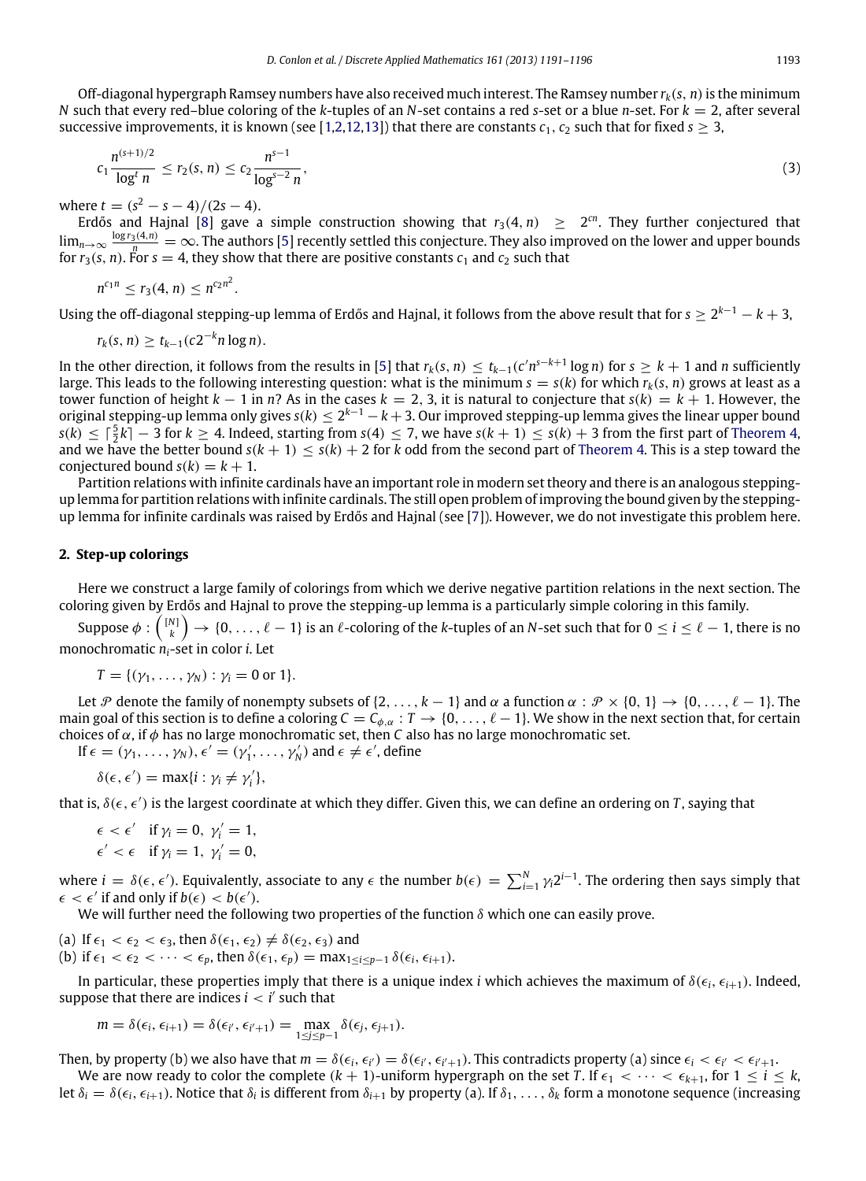Off-diagonal hypergraph Ramsey numbers have also received much interest. The Ramsey number $r_k(s, n)$ is the minimum $N$ such that every red–blue coloring of the $k$-tuples of an $N$-set contains a red $s$-set or a blue $n$-set. For $k = 2$, after several successive improvements, it is known (see [1,2,12,13]) that there are constants $c_1, c_2$ such that for fixed $s \geq 3$,

$$c_1 \frac{n^{(s+1)/2}}{\log^t n} \leq r_2(s, n) \leq c_2 \frac{n^{s-1}}{\log^{s-2} n}, \tag{3}$$

where $t = (s^2 - s - 4)/(2s - 4)$.

Erdős and Hajnal [8] gave a simple construction showing that $r_3(4, n) \geq 2^{cn}$. They further conjectured that $\lim_{n\to\infty} \frac{\log r_3(4,n)}{n} = \infty$. The authors [5] recently settled this conjecture. They also improved on the lower and upper bounds for $r_3(s, n)$. For $s = 4$, they show that there are positive constants $c_1$ and $c_2$ such that

$$n^{c_1 n} \leq r_3(4, n) \leq n^{c_2 n^2}.$$

Using the off-diagonal stepping-up lemma of Erdős and Hajnal, it follows from the above result that for $s \geq 2^{k-1} - k + 3$,

$$r_k(s, n) \geq t_{k-1}(c2^{-k} n \log n).$$

In the other direction, it follows from the results in [5] that $r_k(s, n) \leq t_{k-1}(c' n^{s-k+1} \log n)$ for $s \geq k + 1$ and $n$ sufficiently large. This leads to the following interesting question: what is the minimum $s = s(k)$ for which $r_k(s, n)$ grows at least as a tower function of height $k - 1$ in $n$? As in the cases $k = 2, 3$, it is natural to conjecture that $s(k) = k + 1$. However, the original stepping-up lemma only gives $s(k) \leq 2^{k-1} - k + 3$. Our improved stepping-up lemma gives the linear upper bound $s(k) \leq \lceil \frac{5}{2} k \rceil - 3$ for $k \geq 4$. Indeed, starting from $s(4) \leq 7$, we have $s(k + 1) \leq s(k) + 3$ from the first part of Theorem 4, and we have the better bound $s(k + 1) \leq s(k) + 2$ for $k$ odd from the second part of Theorem 4. This is a step toward the conjectured bound $s(k) = k + 1$.

Partition relations with infinite cardinals have an important role in modern set theory and there is an analogous stepping-up lemma for partition relations with infinite cardinals. The still open problem of improving the bound given by the stepping-up lemma for infinite cardinals was raised by Erdős and Hajnal (see [7]). However, we do not investigate this problem here.

## 2. Step-up colorings

Here we construct a large family of colorings from which we derive negative partition relations in the next section. The coloring given by Erdős and Hajnal to prove the stepping-up lemma is a particularly simple coloring in this family.

Suppose $\phi : \binom{[N]}{k} \to \{0, \ldots, \ell - 1\}$ is an $\ell$-coloring of the $k$-tuples of an $N$-set such that for $0 \leq i \leq \ell - 1$, there is no monochromatic $n_i$-set in color $i$. Let

$$T = \{(\gamma_1, \ldots, \gamma_N) : \gamma_i = 0 \text{ or } 1\}.$$

Let $\mathcal{P}$ denote the family of nonempty subsets of $\{2, \ldots, k - 1\}$ and $\alpha$ a function $\alpha : \mathcal{P} \times \{0, 1\} \to \{0, \ldots, \ell - 1\}$. The main goal of this section is to define a coloring $C = C_{\phi,\alpha} : T \to \{0, \ldots, \ell - 1\}$. We show in the next section that, for certain choices of $\alpha$, if $\phi$ has no large monochromatic set, then $C$ also has no large monochromatic set.

If $\epsilon = (\gamma_1, \ldots, \gamma_N)$, $\epsilon' = (\gamma'_1, \ldots, \gamma'_N)$ and $\epsilon \neq \epsilon'$, define

$$\delta(\epsilon, \epsilon') = \max\{i : \gamma_i \neq \gamma'_i\},$$

that is, $\delta(\epsilon, \epsilon')$ is the largest coordinate at which they differ. Given this, we can define an ordering on $T$, saying that

$$\epsilon < \epsilon' \quad \text{if } \gamma_i = 0,\ \gamma'_i = 1,$$
$$\epsilon' < \epsilon \quad \text{if } \gamma_i = 1,\ \gamma'_i = 0,$$

where $i = \delta(\epsilon, \epsilon')$. Equivalently, associate to any $\epsilon$ the number $b(\epsilon) = \sum_{i=1}^{N} \gamma_i 2^{i-1}$. The ordering then says simply that $\epsilon < \epsilon'$ if and only if $b(\epsilon) < b(\epsilon')$.

We will further need the following two properties of the function $\delta$ which one can easily prove.

(a) If $\epsilon_1 < \epsilon_2 < \epsilon_3$, then $\delta(\epsilon_1, \epsilon_2) \neq \delta(\epsilon_2, \epsilon_3)$ and
(b) if $\epsilon_1 < \epsilon_2 < \cdots < \epsilon_p$, then $\delta(\epsilon_1, \epsilon_p) = \max_{1 \leq i \leq p-1} \delta(\epsilon_i, \epsilon_{i+1})$.

In particular, these properties imply that there is a unique index $i$ which achieves the maximum of $\delta(\epsilon_i, \epsilon_{i+1})$. Indeed, suppose that there are indices $i < i'$ such that

$$m = \delta(\epsilon_i, \epsilon_{i+1}) = \delta(\epsilon_{i'}, \epsilon_{i'+1}) = \max_{1 \leq j \leq p-1} \delta(\epsilon_j, \epsilon_{j+1}).$$

Then, by property (b) we also have that $m = \delta(\epsilon_i, \epsilon_{i'}) = \delta(\epsilon_{i'}, \epsilon_{i'+1})$. This contradicts property (a) since $\epsilon_i < \epsilon_{i'} < \epsilon_{i'+1}$.

We are now ready to color the complete $(k + 1)$-uniform hypergraph on the set $T$. If $\epsilon_1 < \cdots < \epsilon_{k+1}$, for $1 \leq i \leq k$, let $\delta_i = \delta(\epsilon_i, \epsilon_{i+1})$. Notice that $\delta_i$ is different from $\delta_{i+1}$ by property (a). If $\delta_1, \ldots, \delta_k$ form a monotone sequence (increasing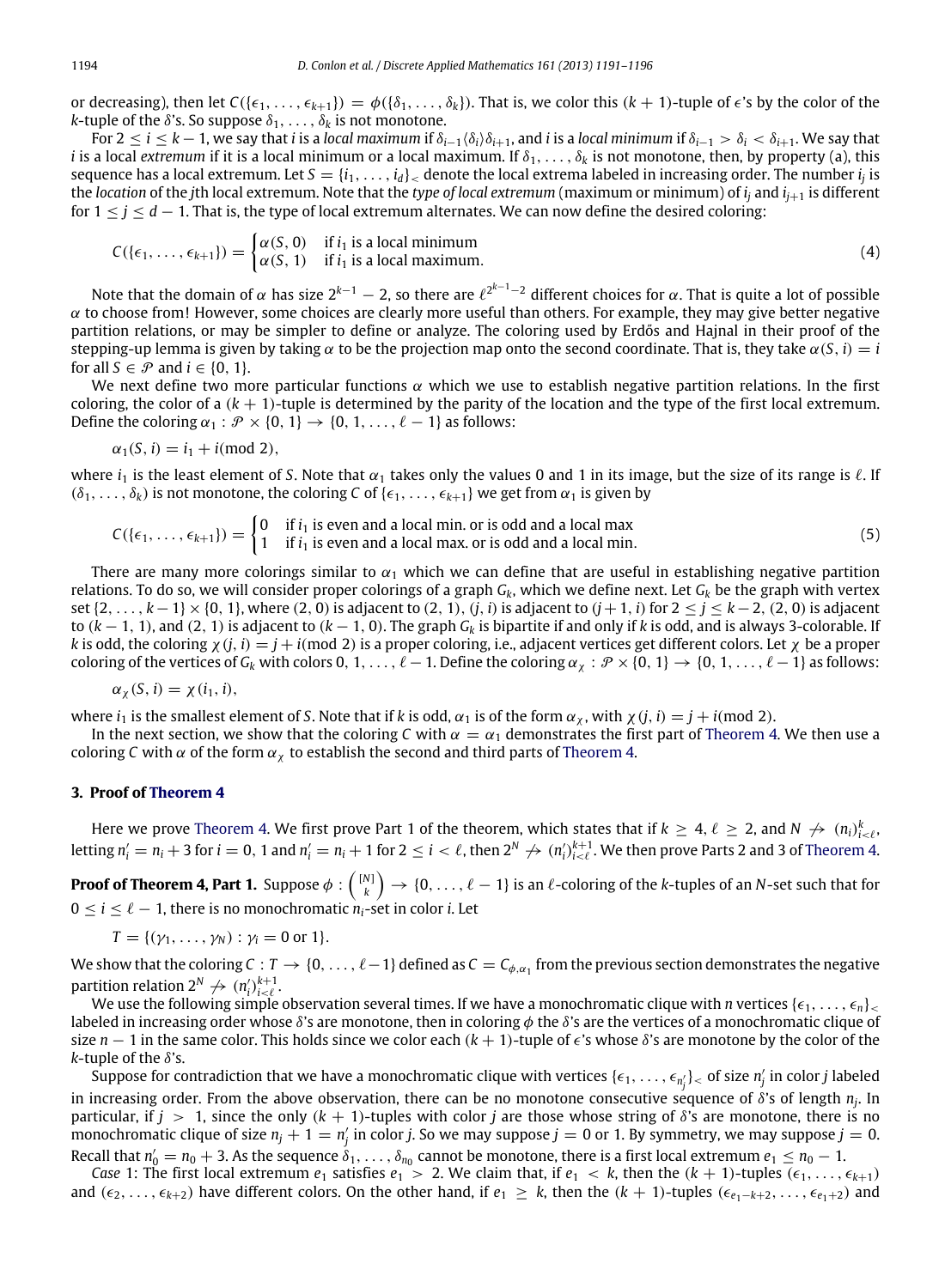or decreasing), then let $C(\{\epsilon_1, \ldots, \epsilon_{k+1}\}) = \phi(\{\delta_1, \ldots, \delta_k\})$. That is, we color this $(k+1)$-tuple of $\epsilon$'s by the color of the $k$-tuple of the $\delta$'s. So suppose $\delta_1, \ldots, \delta_k$ is not monotone.

For $2 \le i \le k-1$, we say that $i$ is a *local maximum* if $\delta_{i-1} \langle \delta_i \rangle \delta_{i+1}$, and $i$ is a *local minimum* if $\delta_{i-1} > \delta_i < \delta_{i+1}$. We say that $i$ is a local *extremum* if it is a local minimum or a local maximum. If $\delta_1, \ldots, \delta_k$ is not monotone, then, by property (a), this sequence has a local extremum. Let $S = \{i_1, \ldots, i_d\}_<$ denote the local extrema labeled in increasing order. The number $i_j$ is the *location* of the $j$th local extremum. Note that the *type of local extremum* (maximum or minimum) of $i_j$ and $i_{j+1}$ is different for $1 \le j \le d-1$. That is, the type of local extremum alternates. We can now define the desired coloring:

$$C(\{\epsilon_1, \ldots, \epsilon_{k+1}\}) = \begin{cases} \alpha(S, 0) & \text{if } i_1 \text{ is a local minimum} \\ \alpha(S, 1) & \text{if } i_1 \text{ is a local maximum.} \end{cases} \tag{4}$$

Note that the domain of $\alpha$ has size $2^{k-1} - 2$, so there are $\ell^{2^{k-1}-2}$ different choices for $\alpha$. That is quite a lot of possible $\alpha$ to choose from! However, some choices are clearly more useful than others. For example, they may give better negative partition relations, or may be simpler to define or analyze. The coloring used by Erdős and Hajnal in their proof of the stepping-up lemma is given by taking $\alpha$ to be the projection map onto the second coordinate. That is, they take $\alpha(S, i) = i$ for all $S \in \mathcal{P}$ and $i \in \{0, 1\}$.

We next define two more particular functions $\alpha$ which we use to establish negative partition relations. In the first coloring, the color of a $(k+1)$-tuple is determined by the parity of the location and the type of the first local extremum. Define the coloring $\alpha_1 : \mathcal{P} \times \{0, 1\} \to \{0, 1, \ldots, \ell - 1\}$ as follows:

$$\alpha_1(S, i) = i_1 + i (\text{mod } 2),$$

where $i_1$ is the least element of $S$. Note that $\alpha_1$ takes only the values 0 and 1 in its image, but the size of its range is $\ell$. If $(\delta_1, \ldots, \delta_k)$ is not monotone, the coloring $C$ of $\{\epsilon_1, \ldots, \epsilon_{k+1}\}$ we get from $\alpha_1$ is given by

$$C(\{\epsilon_1, \ldots, \epsilon_{k+1}\}) = \begin{cases} 0 & \text{if } i_1 \text{ is even and a local min. or is odd and a local max} \\ 1 & \text{if } i_1 \text{ is even and a local max. or is odd and a local min.} \end{cases} \tag{5}$$

There are many more colorings similar to $\alpha_1$ which we can define that are useful in establishing negative partition relations. To do so, we will consider proper colorings of a graph $G_k$, which we define next. Let $G_k$ be the graph with vertex set $\{2, \ldots, k-1\} \times \{0, 1\}$, where $(2, 0)$ is adjacent to $(2, 1)$, $(j, i)$ is adjacent to $(j+1, i)$ for $2 \le j \le k-2$, $(2, 0)$ is adjacent to $(k-1, 1)$, and $(2, 1)$ is adjacent to $(k-1, 0)$. The graph $G_k$ is bipartite if and only if $k$ is odd, and is always 3-colorable. If $k$ is odd, the coloring $\chi(j, i) = j + i (\text{mod } 2)$ is a proper coloring, i.e., adjacent vertices get different colors. Let $\chi$ be a proper coloring of the vertices of $G_k$ with colors $0, 1, \ldots, \ell - 1$. Define the coloring $\alpha_\chi : \mathcal{P} \times \{0, 1\} \to \{0, 1, \ldots, \ell - 1\}$ as follows:

$$\alpha_\chi(S, i) = \chi(i_1, i),$$

where $i_1$ is the smallest element of $S$. Note that if $k$ is odd, $\alpha_1$ is of the form $\alpha_\chi$, with $\chi(j, i) = j + i (\text{mod } 2)$.

In the next section, we show that the coloring $C$ with $\alpha = \alpha_1$ demonstrates the first part of Theorem 4. We then use a coloring $C$ with $\alpha$ of the form $\alpha_\chi$ to establish the second and third parts of Theorem 4.

## 3. Proof of Theorem 4

Here we prove Theorem 4. We first prove Part 1 of the theorem, which states that if $k \ge 4$, $\ell \ge 2$, and $N \nrightarrow (n_i)^k_{i<\ell}$, letting $n'_i = n_i + 3$ for $i = 0, 1$ and $n'_i = n_i + 1$ for $2 \le i < \ell$, then $2^N \nrightarrow (n'_i)^{k+1}_{i<\ell}$. We then prove Parts 2 and 3 of Theorem 4.

**Proof of Theorem 4, Part 1.** Suppose $\phi : \binom{[N]}{k} \to \{0, \ldots, \ell - 1\}$ is an $\ell$-coloring of the $k$-tuples of an $N$-set such that for $0 \le i \le \ell - 1$, there is no monochromatic $n_i$-set in color $i$. Let

$$T = \{(\gamma_1, \ldots, \gamma_N) : \gamma_i = 0 \text{ or } 1\}.$$

We show that the coloring $C : T \to \{0, \ldots, \ell - 1\}$ defined as $C = C_{\phi, \alpha_1}$ from the previous section demonstrates the negative partition relation $2^N \nrightarrow (n'_i)^{k+1}_{i<\ell}$.

We use the following simple observation several times. If we have a monochromatic clique with $n$ vertices $\{\epsilon_1, \ldots, \epsilon_n\}_<$ labeled in increasing order whose $\delta$'s are monotone, then in coloring $\phi$ the $\delta$'s are the vertices of a monochromatic clique of size $n - 1$ in the same color. This holds since we color each $(k+1)$-tuple of $\epsilon$'s whose $\delta$'s are monotone by the color of the $k$-tuple of the $\delta$'s.

Suppose for contradiction that we have a monochromatic clique with vertices $\{\epsilon_1, \ldots, \epsilon_{n'_j}\}_<$ of size $n'_j$ in color $j$ labeled in increasing order. From the above observation, there can be no monotone consecutive sequence of $\delta$'s of length $n_j$. In particular, if $j > 1$, since the only $(k+1)$-tuples with color $j$ are those whose string of $\delta$'s are monotone, there is no monochromatic clique of size $n_j + 1 = n'_j$ in color $j$. So we may suppose $j = 0$ or 1. By symmetry, we may suppose $j = 0$. Recall that $n'_0 = n_0 + 3$. As the sequence $\delta_1, \ldots, \delta_{n_0}$ cannot be monotone, there is a first local extremum $e_1 \le n_0 - 1$.

*Case* 1: The first local extremum $e_1$ satisfies $e_1 > 2$. We claim that, if $e_1 < k$, then the $(k+1)$-tuples $(\epsilon_1, \ldots, \epsilon_{k+1})$ and $(\epsilon_2, \ldots, \epsilon_{k+2})$ have different colors. On the other hand, if $e_1 \ge k$, then the $(k+1)$-tuples $(\epsilon_{e_1-k+2}, \ldots, \epsilon_{e_1+2})$ and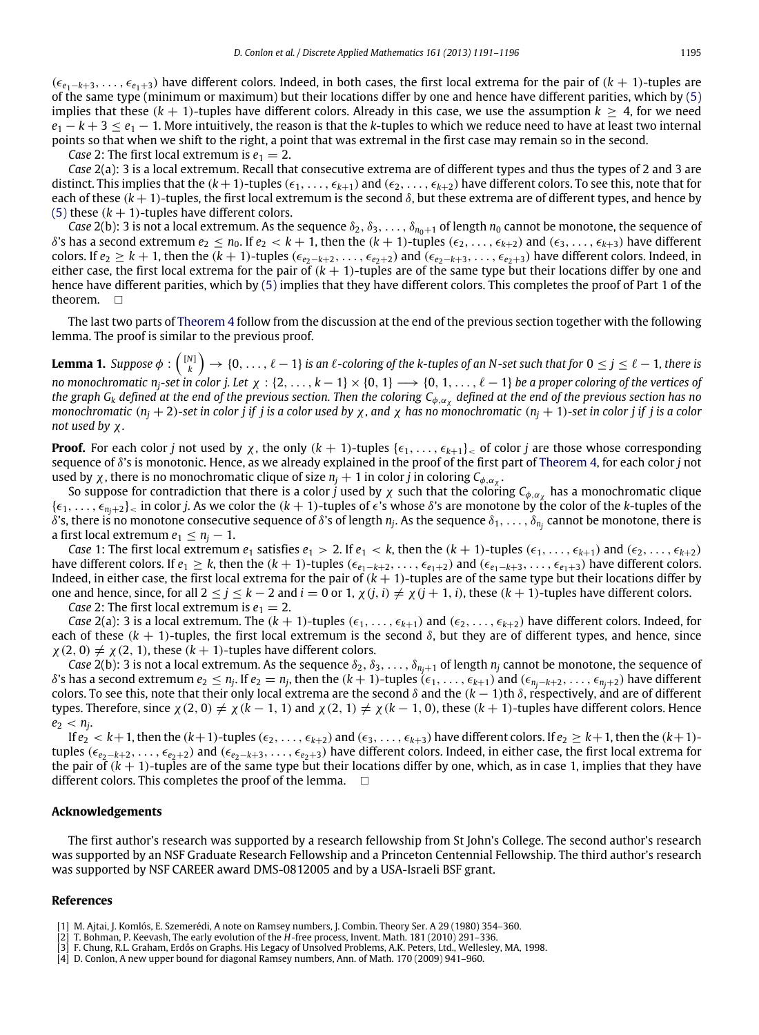$(\epsilon_{e_1-k+3}, \ldots, \epsilon_{e_1+3})$ have different colors. Indeed, in both cases, the first local extrema for the pair of $(k+1)$-tuples are of the same type (minimum or maximum) but their locations differ by one and hence have different parities, which by (5) implies that these $(k+1)$-tuples have different colors. Already in this case, we use the assumption $k \geq 4$, for we need $e_1 - k + 3 \leq e_1 - 1$. More intuitively, the reason is that the $k$-tuples to which we reduce need to have at least two internal points so that when we shift to the right, a point that was extremal in the first case may remain so in the second.

*Case* 2: The first local extremum is $e_1 = 2$.

*Case* 2(a): 3 is a local extremum. Recall that consecutive extrema are of different types and thus the types of 2 and 3 are distinct. This implies that the $(k+1)$-tuples $(\epsilon_1, \ldots, \epsilon_{k+1})$ and $(\epsilon_2, \ldots, \epsilon_{k+2})$ have different colors. To see this, note that for each of these $(k+1)$-tuples, the first local extremum is the second $\delta$, but these extrema are of different types, and hence by (5) these $(k+1)$-tuples have different colors.

*Case* 2(b): 3 is not a local extremum. As the sequence $\delta_2, \delta_3, \ldots, \delta_{n_0+1}$ of length $n_0$ cannot be monotone, the sequence of $\delta$'s has a second extremum $e_2 \leq n_0$. If $e_2 < k+1$, then the $(k+1)$-tuples $(\epsilon_2, \ldots, \epsilon_{k+2})$ and $(\epsilon_3, \ldots, \epsilon_{k+3})$ have different colors. If $e_2 \geq k+1$, then the $(k+1)$-tuples $(\epsilon_{e_2-k+2}, \ldots, \epsilon_{e_2+2})$ and $(\epsilon_{e_2-k+3}, \ldots, \epsilon_{e_2+3})$ have different colors. Indeed, in either case, the first local extrema for the pair of $(k+1)$-tuples are of the same type but their locations differ by one and hence have different parities, which by (5) implies that they have different colors. This completes the proof of Part 1 of the theorem. $\square$

The last two parts of Theorem 4 follow from the discussion at the end of the previous section together with the following lemma. The proof is similar to the previous proof.

**Lemma 1.** *Suppose $\phi : \binom{[N]}{k} \to \{0, \ldots, \ell - 1\}$ is an $\ell$-coloring of the $k$-tuples of an $N$-set such that for $0 \leq j \leq \ell - 1$, there is no monochromatic $n_j$-set in color $j$. Let $\chi : \{2, \ldots, k-1\} \times \{0, 1\} \longrightarrow \{0, 1, \ldots, \ell - 1\}$ be a proper coloring of the vertices of the graph $G_k$ defined at the end of the previous section. Then the coloring $C_{\phi,\alpha_\chi}$ defined at the end of the previous section has no monochromatic $(n_j + 2)$-set in color $j$ if $j$ is a color used by $\chi$, and $\chi$ has no monochromatic $(n_j + 1)$-set in color $j$ if $j$ is a color not used by $\chi$.*

**Proof.** For each color $j$ not used by $\chi$, the only $(k+1)$-tuples $\{\epsilon_1, \ldots, \epsilon_{k+1}\}_<$ of color $j$ are those whose corresponding sequence of $\delta$'s is monotonic. Hence, as we already explained in the proof of the first part of Theorem 4, for each color $j$ not used by $\chi$, there is no monochromatic clique of size $n_j + 1$ in color $j$ in coloring $C_{\phi,\alpha_\chi}$.

So suppose for contradiction that there is a color $j$ used by $\chi$ such that the coloring $C_{\phi,\alpha_\chi}$ has a monochromatic clique $\{\epsilon_1, \ldots, \epsilon_{n_j+2}\}_<$ in color $j$. As we color the $(k+1)$-tuples of $\epsilon$'s whose $\delta$'s are monotone by the color of the $k$-tuples of the $\delta$'s, there is no monotone consecutive sequence of $\delta$'s of length $n_j$. As the sequence $\delta_1, \ldots, \delta_{n_j}$ cannot be monotone, there is a first local extremum $e_1 \leq n_j - 1$.

*Case* 1: The first local extremum $e_1$ satisfies $e_1 > 2$. If $e_1 < k$, then the $(k+1)$-tuples $(\epsilon_1, \ldots, \epsilon_{k+1})$ and $(\epsilon_2, \ldots, \epsilon_{k+2})$ have different colors. If $e_1 \geq k$, then the $(k+1)$-tuples $(\epsilon_{e_1-k+2}, \ldots, \epsilon_{e_1+2})$ and $(\epsilon_{e_1-k+3}, \ldots, \epsilon_{e_1+3})$ have different colors. Indeed, in either case, the first local extrema for the pair of $(k+1)$-tuples are of the same type but their locations differ by one and hence, since, for all $2 \leq j \leq k-2$ and $i = 0$ or $1$, $\chi(j, i) \neq \chi(j+1, i)$, these $(k+1)$-tuples have different colors.

*Case* 2: The first local extremum is $e_1 = 2$.

*Case* 2(a): 3 is a local extremum. The $(k+1)$-tuples $(\epsilon_1, \ldots, \epsilon_{k+1})$ and $(\epsilon_2, \ldots, \epsilon_{k+2})$ have different colors. Indeed, for each of these $(k+1)$-tuples, the first local extremum is the second $\delta$, but they are of different types, and hence, since $\chi(2, 0) \neq \chi(2, 1)$, these $(k+1)$-tuples have different colors.

*Case* 2(b): 3 is not a local extremum. As the sequence $\delta_2, \delta_3, \ldots, \delta_{n_j+1}$ of length $n_j$ cannot be monotone, the sequence of $\delta$'s has a second extremum $e_2 \leq n_j$. If $e_2 = n_j$, then the $(k+1)$-tuples $(\epsilon_1, \ldots, \epsilon_{k+1})$ and $(\epsilon_{n_j-k+2}, \ldots, \epsilon_{n_j+2})$ have different colors. To see this, note that their only local extrema are the second $\delta$ and the $(k-1)$th $\delta$, respectively, and are of different types. Therefore, since $\chi(2, 0) \neq \chi(k-1, 1)$ and $\chi(2, 1) \neq \chi(k-1, 0)$, these $(k+1)$-tuples have different colors. Hence $e_2 < n_j$.

If $e_2 < k+1$, then the $(k+1)$-tuples $(\epsilon_2, \ldots, \epsilon_{k+2})$ and $(\epsilon_3, \ldots, \epsilon_{k+3})$ have different colors. If $e_2 \geq k+1$, then the $(k+1)$-tuples $(\epsilon_{e_2-k+2}, \ldots, \epsilon_{e_2+2})$ and $(\epsilon_{e_2-k+3}, \ldots, \epsilon_{e_2+3})$ have different colors. Indeed, in either case, the first local extrema for the pair of $(k+1)$-tuples are of the same type but their locations differ by one, which, as in case 1, implies that they have different colors. This completes the proof of the lemma. $\square$

## Acknowledgements

The first author's research was supported by a research fellowship from St John's College. The second author's research was supported by an NSF Graduate Research Fellowship and a Princeton Centennial Fellowship. The third author's research was supported by NSF CAREER award DMS-0812005 and by a USA-Israeli BSF grant.

## References

[1] M. Ajtai, J. Komlós, E. Szemerédi, A note on Ramsey numbers, J. Combin. Theory Ser. A 29 (1980) 354–360.

[2] T. Bohman, P. Keevash, The early evolution of the *H*-free process, Invent. Math. 181 (2010) 291–336.

[3] F. Chung, R.L. Graham, Erdős on Graphs. His Legacy of Unsolved Problems, A.K. Peters, Ltd., Wellesley, MA, 1998.

[4] D. Conlon, A new upper bound for diagonal Ramsey numbers, Ann. of Math. 170 (2009) 941–960.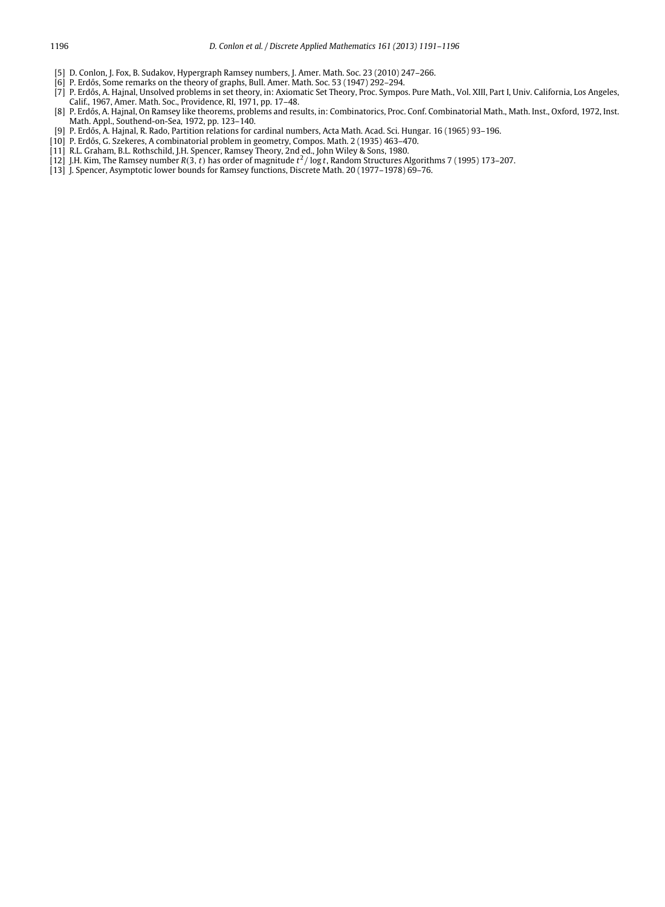[5] D. Conlon, J. Fox, B. Sudakov, Hypergraph Ramsey numbers, J. Amer. Math. Soc. 23 (2010) 247–266.

[6] P. Erdős, Some remarks on the theory of graphs, Bull. Amer. Math. Soc. 53 (1947) 292–294.

[7] P. Erdős, A. Hajnal, Unsolved problems in set theory, in: Axiomatic Set Theory, Proc. Sympos. Pure Math., Vol. XIII, Part I, Univ. California, Los Angeles, Calif., 1967, Amer. Math. Soc., Providence, RI, 1971, pp. 17–48.

[8] P. Erdős, A. Hajnal, On Ramsey like theorems, problems and results, in: Combinatorics, Proc. Conf. Combinatorial Math., Math. Inst., Oxford, 1972, Inst. Math. Appl., Southend-on-Sea, 1972, pp. 123–140.

[9] P. Erdős, A. Hajnal, R. Rado, Partition relations for cardinal numbers, Acta Math. Acad. Sci. Hungar. 16 (1965) 93–196.

[10] P. Erdős, G. Szekeres, A combinatorial problem in geometry, Compos. Math. 2 (1935) 463–470.

[11] R.L. Graham, B.L. Rothschild, J.H. Spencer, Ramsey Theory, 2nd ed., John Wiley & Sons, 1980.

[12] J.H. Kim, The Ramsey number $R(3, t)$ has order of magnitude $t^2/\log t$, Random Structures Algorithms 7 (1995) 173–207.

[13] J. Spencer, Asymptotic lower bounds for Ramsey functions, Discrete Math. 20 (1977–1978) 69–76.